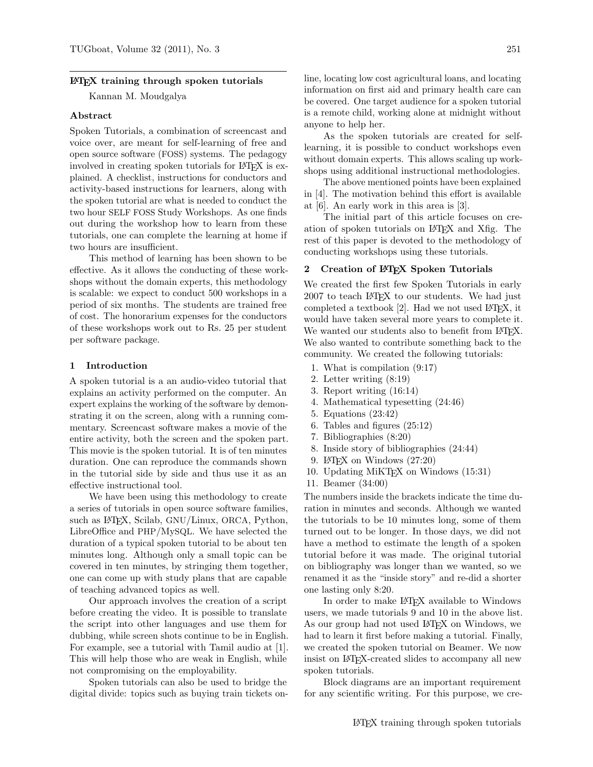# LaTeX training through spoken tutorials

Kannan M. Moudgalya

## Abstract

Spoken Tutorials, a combination of screencast and voice over, are meant for self-learning of free and open source software (FOSS) systems. The pedagogy involved in creating spoken tutorials for LaTeX is explained. A checklist, instructions for conductors and activity-based instructions for learners, along with the spoken tutorial are what is needed to conduct the two hour SELF FOSS Study Workshops. As one finds out during the workshop how to learn from these tutorials, one can complete the learning at home if two hours are insufficient.

This method of learning has been shown to be effective. As it allows the conducting of these workshops without the domain experts, this methodology is scalable: we expect to conduct 500 workshops in a period of six months. The students are trained free of cost. The honorarium expenses for the conductors of these workshops work out to Rs. 25 per student per software package.

## 1 Introduction

A spoken tutorial is a an audio-video tutorial that explains an activity performed on the computer. An expert explains the working of the software by demonstrating it on the screen, along with a running commentary. Screencast software makes a movie of the entire activity, both the screen and the spoken part. This movie is the spoken tutorial. It is of ten minutes duration. One can reproduce the commands shown in the tutorial side by side and thus use it as an effective instructional tool.

We have been using this methodology to create a series of tutorials in open source software families, such as LaTeX, Scilab, GNU/Linux, ORCA, Python, LibreOffice and PHP/MySQL. We have selected the duration of a typical spoken tutorial to be about ten minutes long. Although only a small topic can be covered in ten minutes, by stringing them together, one can come up with study plans that are capable of teaching advanced topics as well.

Our approach involves the creation of a script before creating the video. It is possible to translate the script into other languages and use them for dubbing, while screen shots continue to be in English. For example, see a tutorial with Tamil audio at [1]. This will help those who are weak in English, while not compromising on the employability.

Spoken tutorials can also be used to bridge the digital divide: topics such as buying train tickets online, locating low cost agricultural loans, and locating information on first aid and primary health care can be covered. One target audience for a spoken tutorial is a remote child, working alone at midnight without anyone to help her.

As the spoken tutorials are created for self-learning, it is possible to conduct workshops even without domain experts. This allows scaling up workshops using additional instructional methodologies.

The above mentioned points have been explained in [4]. The motivation behind this effort is available at [6]. An early work in this area is [3].

The initial part of this article focuses on creation of spoken tutorials on LaTeX and Xfig. The rest of this paper is devoted to the methodology of conducting workshops using these tutorials.

## 2 Creation of LaTeX Spoken Tutorials

We created the first few Spoken Tutorials in early 2007 to teach LaTeX to our students. We had just completed a textbook [2]. Had we not used LaTeX, it would have taken several more years to complete it. We wanted our students also to benefit from LaTeX. We also wanted to contribute something back to the community. We created the following tutorials:

1. What is compilation (9:17)
2. Letter writing (8:19)
3. Report writing (16:14)
4. Mathematical typesetting (24:46)
5. Equations (23:42)
6. Tables and figures (25:12)
7. Bibliographies (8:20)
8. Inside story of bibliographies (24:44)
9. LaTeX on Windows (27:20)
10. Updating MiKTeX on Windows (15:31)
11. Beamer (34:00)

The numbers inside the brackets indicate the time duration in minutes and seconds. Although we wanted the tutorials to be 10 minutes long, some of them turned out to be longer. In those days, we did not have a method to estimate the length of a spoken tutorial before it was made. The original tutorial on bibliography was longer than we wanted, so we renamed it as the "inside story" and re-did a shorter one lasting only 8:20.

In order to make LaTeX available to Windows users, we made tutorials 9 and 10 in the above list. As our group had not used LaTeX on Windows, we had to learn it first before making a tutorial. Finally, we created the spoken tutorial on Beamer. We now insist on LaTeX-created slides to accompany all new spoken tutorials.

Block diagrams are an important requirement for any scientific writing. For this purpose, we cre-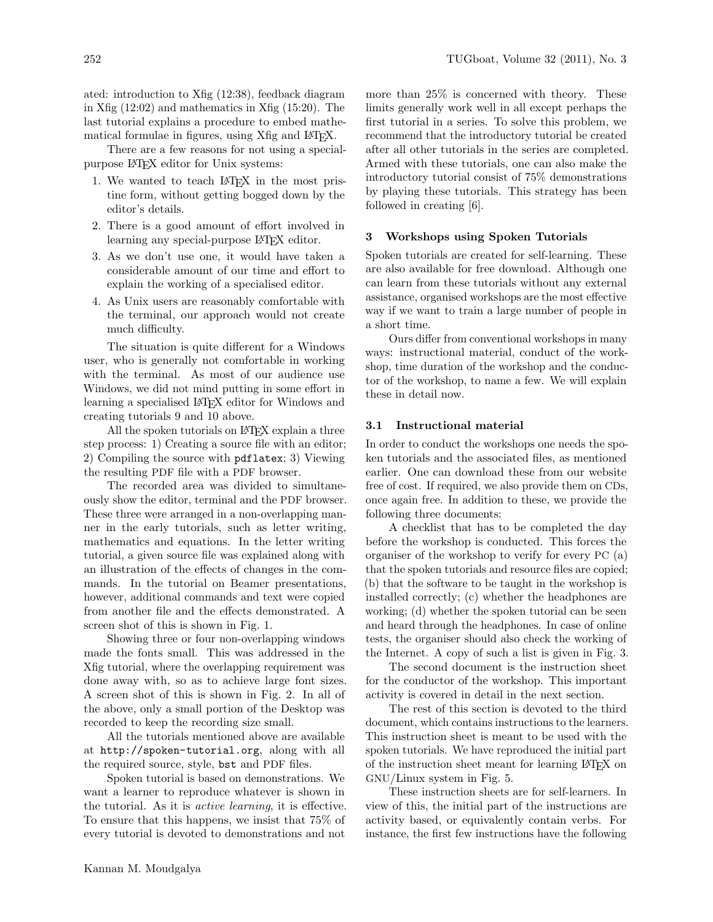ated: introduction to Xfig (12:38), feedback diagram in Xfig (12:02) and mathematics in Xfig (15:20). The last tutorial explains a procedure to embed mathematical formulae in figures, using Xfig and LaTeX.

There are a few reasons for not using a special-purpose LaTeX editor for Unix systems:

1. We wanted to teach LaTeX in the most pristine form, without getting bogged down by the editor's details.
2. There is a good amount of effort involved in learning any special-purpose LaTeX editor.
3. As we don't use one, it would have taken a considerable amount of our time and effort to explain the working of a specialised editor.
4. As Unix users are reasonably comfortable with the terminal, our approach would not create much difficulty.

The situation is quite different for a Windows user, who is generally not comfortable in working with the terminal. As most of our audience use Windows, we did not mind putting in some effort in learning a specialised LaTeX editor for Windows and creating tutorials 9 and 10 above.

All the spoken tutorials on LaTeX explain a three step process: 1) Creating a source file with an editor; 2) Compiling the source with `pdflatex`; 3) Viewing the resulting PDF file with a PDF browser.

The recorded area was divided to simultaneously show the editor, terminal and the PDF browser. These three were arranged in a non-overlapping manner in the early tutorials, such as letter writing, mathematics and equations. In the letter writing tutorial, a given source file was explained along with an illustration of the effects of changes in the commands. In the tutorial on Beamer presentations, however, additional commands and text were copied from another file and the effects demonstrated. A screen shot of this is shown in Fig. 1.

Showing three or four non-overlapping windows made the fonts small. This was addressed in the Xfig tutorial, where the overlapping requirement was done away with, so as to achieve large font sizes. A screen shot of this is shown in Fig. 2. In all of the above, only a small portion of the Desktop was recorded to keep the recording size small.

All the tutorials mentioned above are available at `http://spoken-tutorial.org`, along with all the required source, style, `bst` and PDF files.

Spoken tutorial is based on demonstrations. We want a learner to reproduce whatever is shown in the tutorial. As it is *active learning*, it is effective. To ensure that this happens, we insist that 75% of every tutorial is devoted to demonstrations and not more than 25% is concerned with theory. These limits generally work well in all except perhaps the first tutorial in a series. To solve this problem, we recommend that the introductory tutorial be created after all other tutorials in the series are completed. Armed with these tutorials, one can also make the introductory tutorial consist of 75% demonstrations by playing these tutorials. This strategy has been followed in creating [6].

## 3 Workshops using Spoken Tutorials

Spoken tutorials are created for self-learning. These are also available for free download. Although one can learn from these tutorials without any external assistance, organised workshops are the most effective way if we want to train a large number of people in a short time.

Ours differ from conventional workshops in many ways: instructional material, conduct of the workshop, time duration of the workshop and the conductor of the workshop, to name a few. We will explain these in detail now.

### 3.1 Instructional material

In order to conduct the workshops one needs the spoken tutorials and the associated files, as mentioned earlier. One can download these from our website free of cost. If required, we also provide them on CDs, once again free. In addition to these, we provide the following three documents:

A checklist that has to be completed the day before the workshop is conducted. This forces the organiser of the workshop to verify for every PC (a) that the spoken tutorials and resource files are copied; (b) that the software to be taught in the workshop is installed correctly; (c) whether the headphones are working; (d) whether the spoken tutorial can be seen and heard through the headphones. In case of online tests, the organiser should also check the working of the Internet. A copy of such a list is given in Fig. 3.

The second document is the instruction sheet for the conductor of the workshop. This important activity is covered in detail in the next section.

The rest of this section is devoted to the third document, which contains instructions to the learners. This instruction sheet is meant to be used with the spoken tutorials. We have reproduced the initial part of the instruction sheet meant for learning LaTeX on GNU/Linux system in Fig. 5.

These instruction sheets are for self-learners. In view of this, the initial part of the instructions are activity based, or equivalently contain verbs. For instance, the first few instructions have the following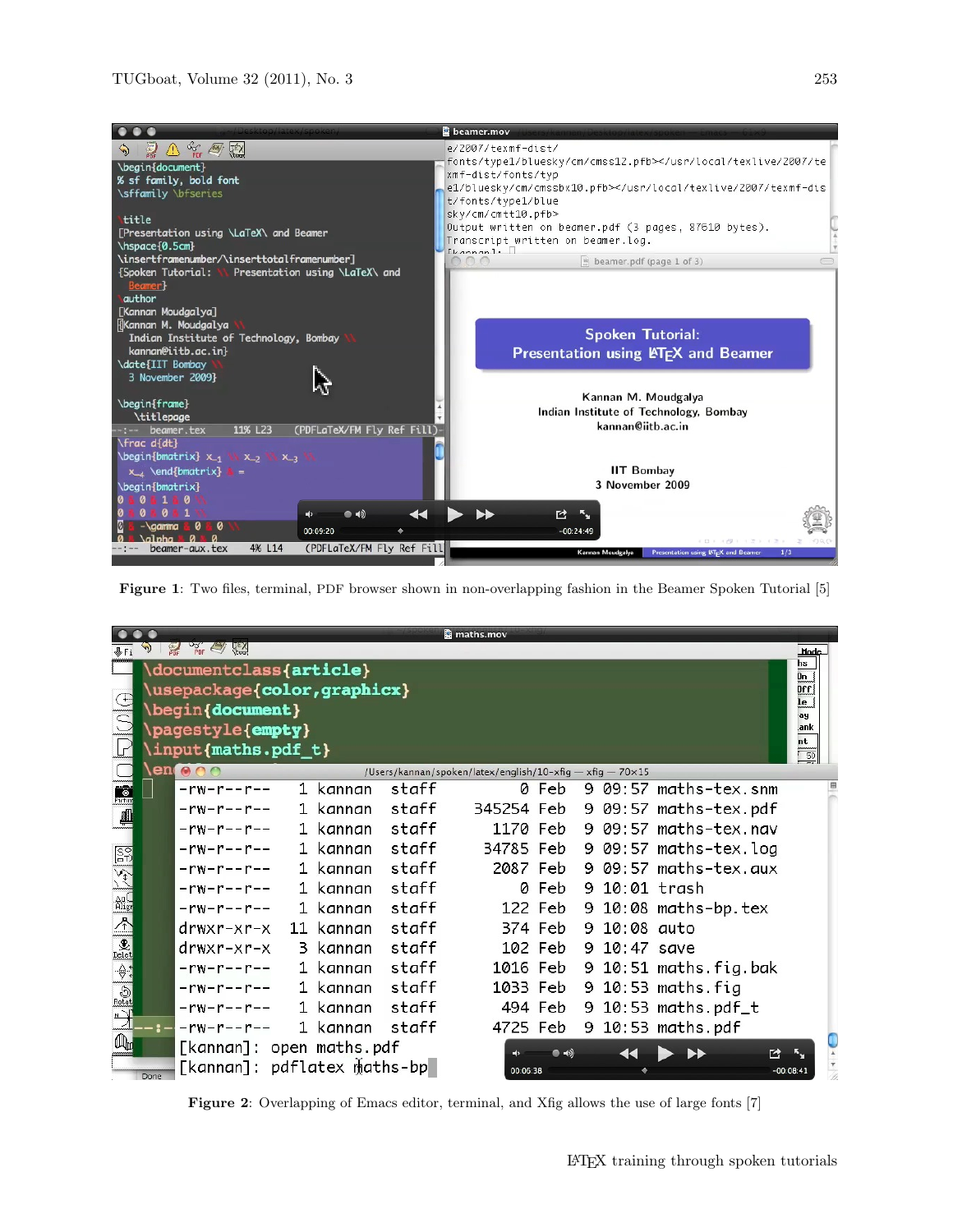**Figure 1**: Two files, terminal, PDF browser shown in non-overlapping fashion in the Beamer Spoken Tutorial [5]

**Figure 2**: Overlapping of Emacs editor, terminal, and Xfig allows the use of large fonts [7]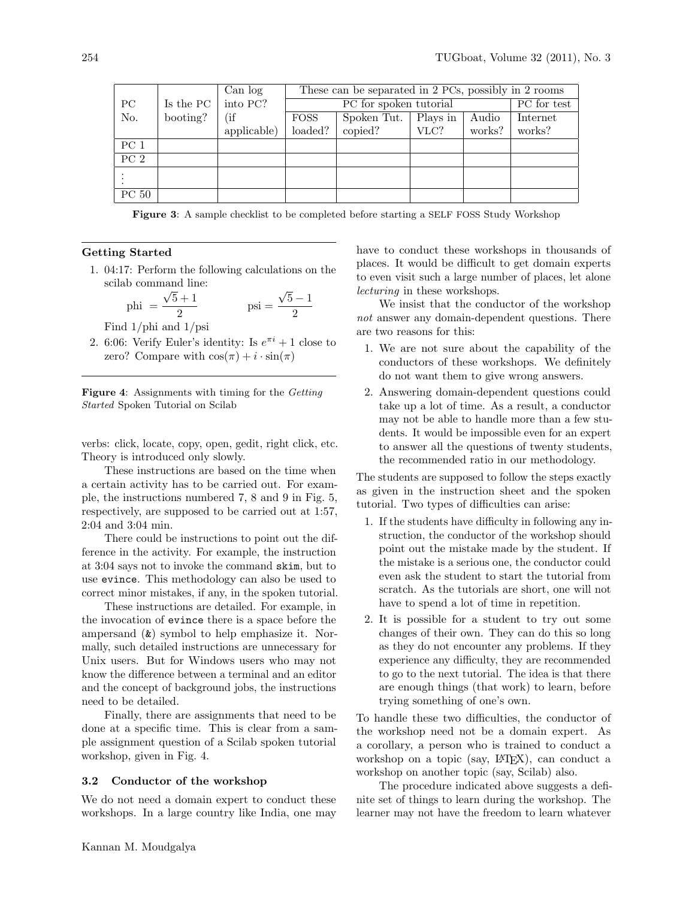| PC No. | Is the PC booting? | Can log into PC? (if applicable) | These can be separated in 2 PCs, possibly in 2 rooms | | | | |
|---|---|---|---|---|---|---|---|
| | | | PC for spoken tutorial | | | | PC for test |
| | | | FOSS loaded? | Spoken Tut. copied? | Plays in VLC? | Audio works? | Internet works? |
| PC 1 | | | | | | | |
| PC 2 | | | | | | | |
| ⋮ | | | | | | | |
| PC 50 | | | | | | | |

**Figure 3**: A sample checklist to be completed before starting a SELF FOSS Study Workshop

---

**Getting Started**

1. 04:17: Perform the following calculations on the scilab command line:

   $$\text{phi} = \frac{\sqrt{5}+1}{2} \qquad \text{psi} = \frac{\sqrt{5}-1}{2}$$

   Find 1/phi and 1/psi
2. 6:06: Verify Euler's identity: Is $e^{\pi i} + 1$ close to zero? Compare with $\cos(\pi) + i \cdot \sin(\pi)$

---

**Figure 4**: Assignments with timing for the *Getting Started* Spoken Tutorial on Scilab

verbs: click, locate, copy, open, gedit, right click, etc. Theory is introduced only slowly.

These instructions are based on the time when a certain activity has to be carried out. For example, the instructions numbered 7, 8 and 9 in Fig. 5, respectively, are supposed to be carried out at 1:57, 2:04 and 3:04 min.

There could be instructions to point out the difference in the activity. For example, the instruction at 3:04 says not to invoke the command `skim`, but to use `evince`. This methodology can also be used to correct minor mistakes, if any, in the spoken tutorial.

These instructions are detailed. For example, in the invocation of `evince` there is a space before the ampersand (`&`) symbol to help emphasize it. Normally, such detailed instructions are unnecessary for Unix users. But for Windows users who may not know the difference between a terminal and an editor and the concept of background jobs, the instructions need to be detailed.

Finally, there are assignments that need to be done at a specific time. This is clear from a sample assignment question of a Scilab spoken tutorial workshop, given in Fig. 4.

### 3.2 Conductor of the workshop

We do not need a domain expert to conduct these workshops. In a large country like India, one may have to conduct these workshops in thousands of places. It would be difficult to get domain experts to even visit such a large number of places, let alone *lecturing* in these workshops.

We insist that the conductor of the workshop *not* answer any domain-dependent questions. There are two reasons for this:

1. We are not sure about the capability of the conductors of these workshops. We definitely do not want them to give wrong answers.
2. Answering domain-dependent questions could take up a lot of time. As a result, a conductor may not be able to handle more than a few students. It would be impossible even for an expert to answer all the questions of twenty students, the recommended ratio in our methodology.

The students are supposed to follow the steps exactly as given in the instruction sheet and the spoken tutorial. Two types of difficulties can arise:

1. If the students have difficulty in following any instruction, the conductor of the workshop should point out the mistake made by the student. If the mistake is a serious one, the conductor could even ask the student to start the tutorial from scratch. As the tutorials are short, one will not have to spend a lot of time in repetition.
2. It is possible for a student to try out some changes of their own. They can do this so long as they do not encounter any problems. If they experience any difficulty, they are recommended to go to the next tutorial. The idea is that there are enough things (that work) to learn, before trying something of one's own.

To handle these two difficulties, the conductor of the workshop need not be a domain expert. As a corollary, a person who is trained to conduct a workshop on a topic (say, LaTeX), can conduct a workshop on another topic (say, Scilab) also.

The procedure indicated above suggests a definite set of things to learn during the workshop. The learner may not have the freedom to learn whatever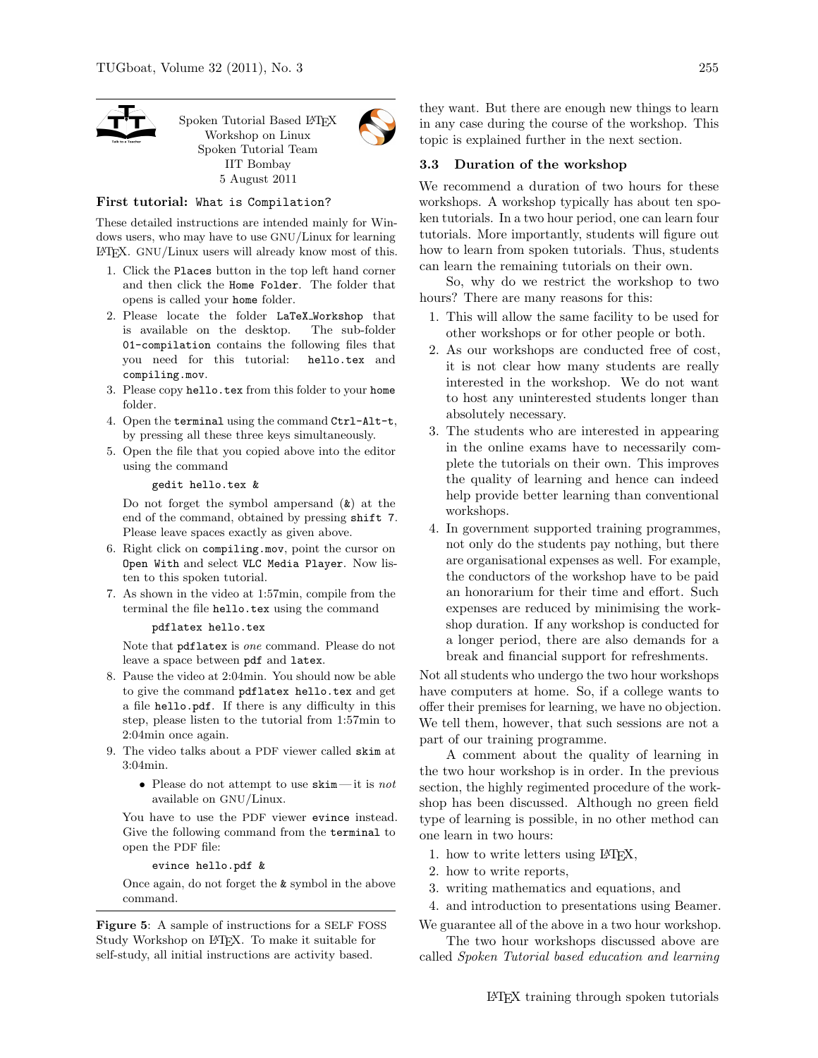Spoken Tutorial Based LaTeX Workshop on Linux
Spoken Tutorial Team
IIT Bombay
5 August 2011

**First tutorial:** `What is Compilation?`

These detailed instructions are intended mainly for Windows users, who may have to use GNU/Linux for learning LaTeX. GNU/Linux users will already know most of this.

1. Click the `Places` button in the top left hand corner and then click the `Home Folder`. The folder that opens is called your `home` folder.
2. Please locate the folder `LaTeX_Workshop` that is available on the desktop. The sub-folder `01-compilation` contains the following files that you need for this tutorial: `hello.tex` and `compiling.mov`.
3. Please copy `hello.tex` from this folder to your `home` folder.
4. Open the `terminal` using the command `Ctrl-Alt-t`, by pressing all these three keys simultaneously.
5. Open the file that you copied above into the editor using the command

   ```
   gedit hello.tex &
   ```

   Do not forget the symbol ampersand (`&`) at the end of the command, obtained by pressing `shift 7`. Please leave spaces exactly as given above.
6. Right click on `compiling.mov`, point the cursor on `Open With` and select `VLC Media Player`. Now listen to this spoken tutorial.
7. As shown in the video at 1:57min, compile from the terminal the file `hello.tex` using the command

   ```
   pdflatex hello.tex
   ```

   Note that `pdflatex` is *one* command. Please do not leave a space between `pdf` and `latex`.
8. Pause the video at 2:04min. You should now be able to give the command `pdflatex hello.tex` and get a file `hello.pdf`. If there is any difficulty in this step, please listen to the tutorial from 1:57min to 2:04min once again.
9. The video talks about a PDF viewer called `skim` at 3:04min.

   - Please do not attempt to use `skim` — it is *not* available on GNU/Linux.

   You have to use the PDF viewer `evince` instead. Give the following command from the `terminal` to open the PDF file:

   ```
   evince hello.pdf &
   ```

   Once again, do not forget the `&` symbol in the above command.

**Figure 5**: A sample of instructions for a SELF FOSS Study Workshop on LaTeX. To make it suitable for self-study, all initial instructions are activity based.

they want. But there are enough new things to learn in any case during the course of the workshop. This topic is explained further in the next section.

### 3.3 Duration of the workshop

We recommend a duration of two hours for these workshops. A workshop typically has about ten spoken tutorials. In a two hour period, one can learn four tutorials. More importantly, students will figure out how to learn from spoken tutorials. Thus, students can learn the remaining tutorials on their own.

So, why do we restrict the workshop to two hours? There are many reasons for this:

1. This will allow the same facility to be used for other workshops or for other people or both.
2. As our workshops are conducted free of cost, it is not clear how many students are really interested in the workshop. We do not want to host any uninterested students longer than absolutely necessary.
3. The students who are interested in appearing in the online exams have to necessarily complete the tutorials on their own. This improves the quality of learning and hence can indeed help provide better learning than conventional workshops.
4. In government supported training programmes, not only do the students pay nothing, but there are organisational expenses as well. For example, the conductors of the workshop have to be paid an honorarium for their time and effort. Such expenses are reduced by minimising the workshop duration. If any workshop is conducted for a longer period, there are also demands for a break and financial support for refreshments.

Not all students who undergo the two hour workshops have computers at home. So, if a college wants to offer their premises for learning, we have no objection. We tell them, however, that such sessions are not a part of our training programme.

A comment about the quality of learning in the two hour workshop is in order. In the previous section, the highly regimented procedure of the workshop has been discussed. Although no green field type of learning is possible, in no other method can one learn in two hours:

1. how to write letters using LaTeX,
2. how to write reports,
3. writing mathematics and equations, and
4. and introduction to presentations using Beamer.

We guarantee all of the above in a two hour workshop.

The two hour workshops discussed above are called *Spoken Tutorial based education and learning*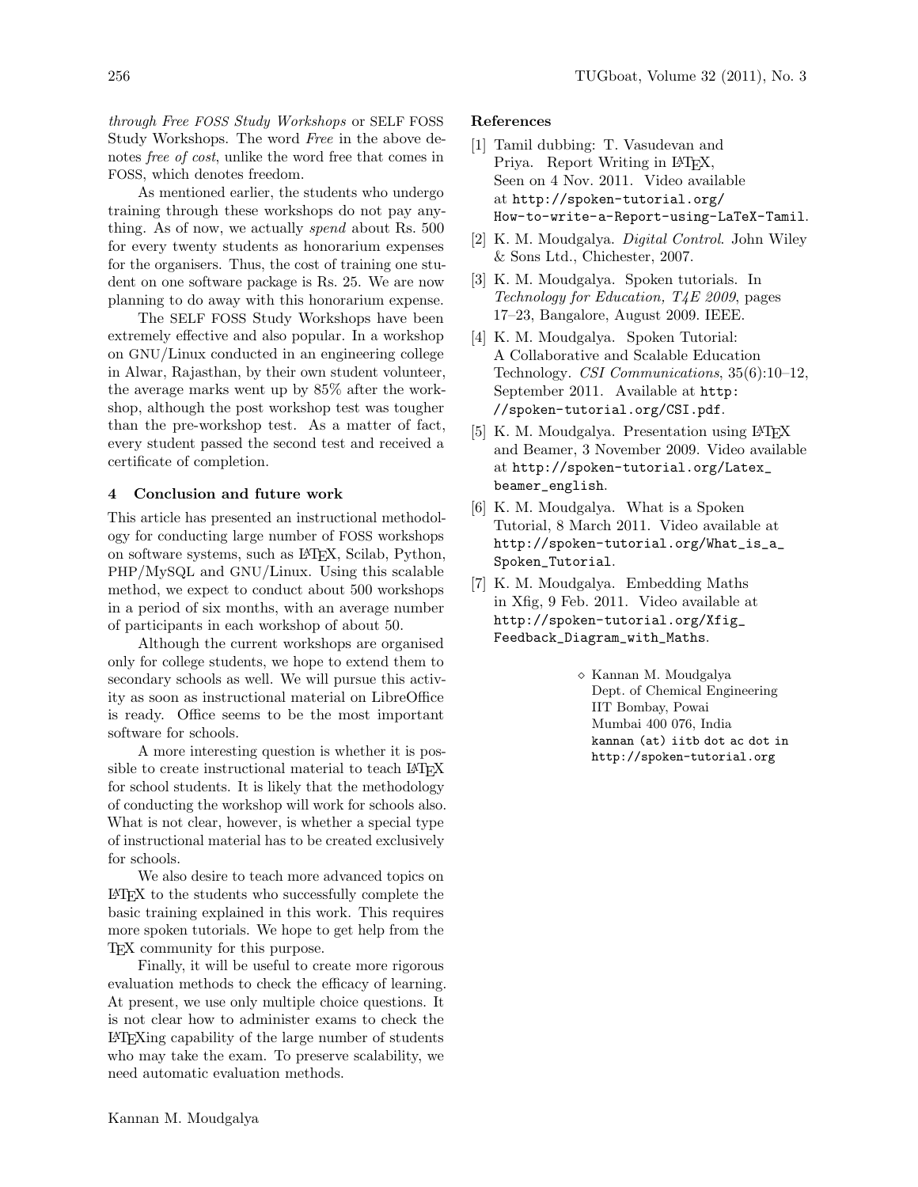*through Free FOSS Study Workshops* or SELF FOSS Study Workshops. The word *Free* in the above denotes *free of cost*, unlike the word free that comes in FOSS, which denotes freedom.

As mentioned earlier, the students who undergo training through these workshops do not pay anything. As of now, we actually *spend* about Rs. 500 for every twenty students as honorarium expenses for the organisers. Thus, the cost of training one student on one software package is Rs. 25. We are now planning to do away with this honorarium expense.

The SELF FOSS Study Workshops have been extremely effective and also popular. In a workshop on GNU/Linux conducted in an engineering college in Alwar, Rajasthan, by their own student volunteer, the average marks went up by 85% after the workshop, although the post workshop test was tougher than the pre-workshop test. As a matter of fact, every student passed the second test and received a certificate of completion.

## 4 Conclusion and future work

This article has presented an instructional methodology for conducting large number of FOSS workshops on software systems, such as LaTeX, Scilab, Python, PHP/MySQL and GNU/Linux. Using this scalable method, we expect to conduct about 500 workshops in a period of six months, with an average number of participants in each workshop of about 50.

Although the current workshops are organised only for college students, we hope to extend them to secondary schools as well. We will pursue this activity as soon as instructional material on LibreOffice is ready. Office seems to be the most important software for schools.

A more interesting question is whether it is possible to create instructional material to teach LaTeX for school students. It is likely that the methodology of conducting the workshop will work for schools also. What is not clear, however, is whether a special type of instructional material has to be created exclusively for schools.

We also desire to teach more advanced topics on LaTeX to the students who successfully complete the basic training explained in this work. This requires more spoken tutorials. We hope to get help from the TeX community for this purpose.

Finally, it will be useful to create more rigorous evaluation methods to check the efficacy of learning. At present, we use only multiple choice questions. It is not clear how to administer exams to check the LaTeXing capability of the large number of students who may take the exam. To preserve scalability, we need automatic evaluation methods.

## References

[1] Tamil dubbing: T. Vasudevan and Priya. Report Writing in LaTeX, Seen on 4 Nov. 2011. Video available at http://spoken-tutorial.org/How-to-write-a-Report-using-LaTeX-Tamil.

[2] K. M. Moudgalya. *Digital Control*. John Wiley & Sons Ltd., Chichester, 2007.

[3] K. M. Moudgalya. Spoken tutorials. In *Technology for Education, T4E 2009*, pages 17–23, Bangalore, August 2009. IEEE.

[4] K. M. Moudgalya. Spoken Tutorial: A Collaborative and Scalable Education Technology. *CSI Communications*, 35(6):10–12, September 2011. Available at http://spoken-tutorial.org/CSI.pdf.

[5] K. M. Moudgalya. Presentation using LaTeX and Beamer, 3 November 2009. Video available at http://spoken-tutorial.org/Latex_beamer_english.

[6] K. M. Moudgalya. What is a Spoken Tutorial, 8 March 2011. Video available at http://spoken-tutorial.org/What_is_a_Spoken_Tutorial.

[7] K. M. Moudgalya. Embedding Maths in Xfig, 9 Feb. 2011. Video available at http://spoken-tutorial.org/Xfig_Feedback_Diagram_with_Maths.

◇ Kannan M. Moudgalya
Dept. of Chemical Engineering
IIT Bombay, Powai
Mumbai 400 076, India
kannan (at) iitb dot ac dot in
http://spoken-tutorial.org